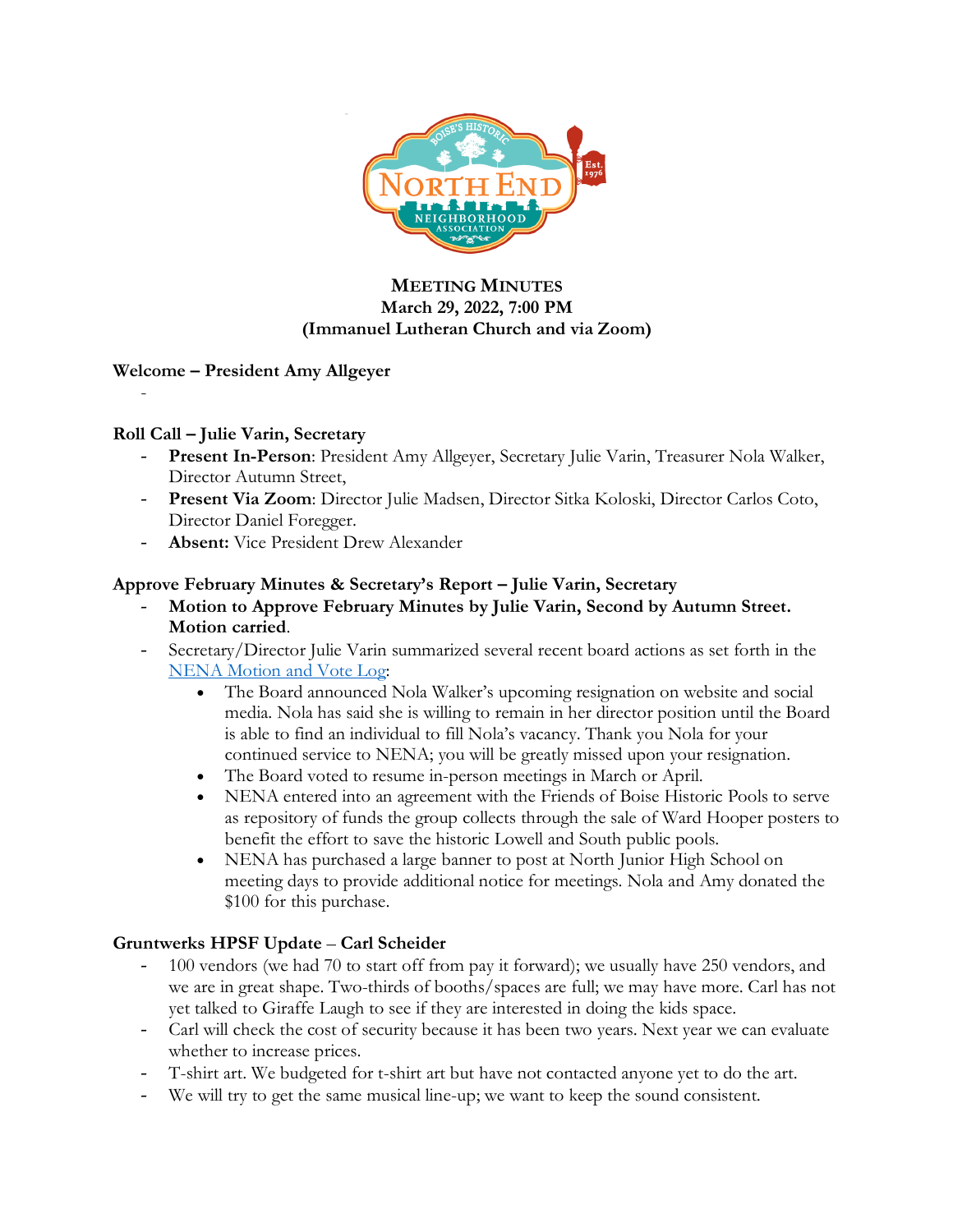# MEETING MINUTES
**March 29, 2022, 7:00 PM**
**(Immanuel Lutheran Church and via Zoom)**

## Welcome – President Amy Allgeyer

-

## Roll Call – Julie Varin, Secretary

- **Present In-Person**: President Amy Allgeyer, Secretary Julie Varin, Treasurer Nola Walker, Director Autumn Street,
- **Present Via Zoom**: Director Julie Madsen, Director Sitka Koloski, Director Carlos Coto, Director Daniel Foregger.
- **Absent:** Vice President Drew Alexander

## Approve February Minutes & Secretary's Report – Julie Varin, Secretary

- **Motion to Approve February Minutes by Julie Varin, Second by Autumn Street. Motion carried**.
- Secretary/Director Julie Varin summarized several recent board actions as set forth in the NENA Motion and Vote Log:
    - The Board announced Nola Walker's upcoming resignation on website and social media. Nola has said she is willing to remain in her director position until the Board is able to find an individual to fill Nola's vacancy. Thank you Nola for your continued service to NENA; you will be greatly missed upon your resignation.
    - The Board voted to resume in-person meetings in March or April.
    - NENA entered into an agreement with the Friends of Boise Historic Pools to serve as repository of funds the group collects through the sale of Ward Hooper posters to benefit the effort to save the historic Lowell and South public pools.
    - NENA has purchased a large banner to post at North Junior High School on meeting days to provide additional notice for meetings. Nola and Amy donated the $100 for this purchase.

## Gruntwerks HPSF Update – Carl Scheider

- 100 vendors (we had 70 to start off from pay it forward); we usually have 250 vendors, and we are in great shape. Two-thirds of booths/spaces are full; we may have more. Carl has not yet talked to Giraffe Laugh to see if they are interested in doing the kids space.
- Carl will check the cost of security because it has been two years. Next year we can evaluate whether to increase prices.
- T-shirt art. We budgeted for t-shirt art but have not contacted anyone yet to do the art.
- We will try to get the same musical line-up; we want to keep the sound consistent.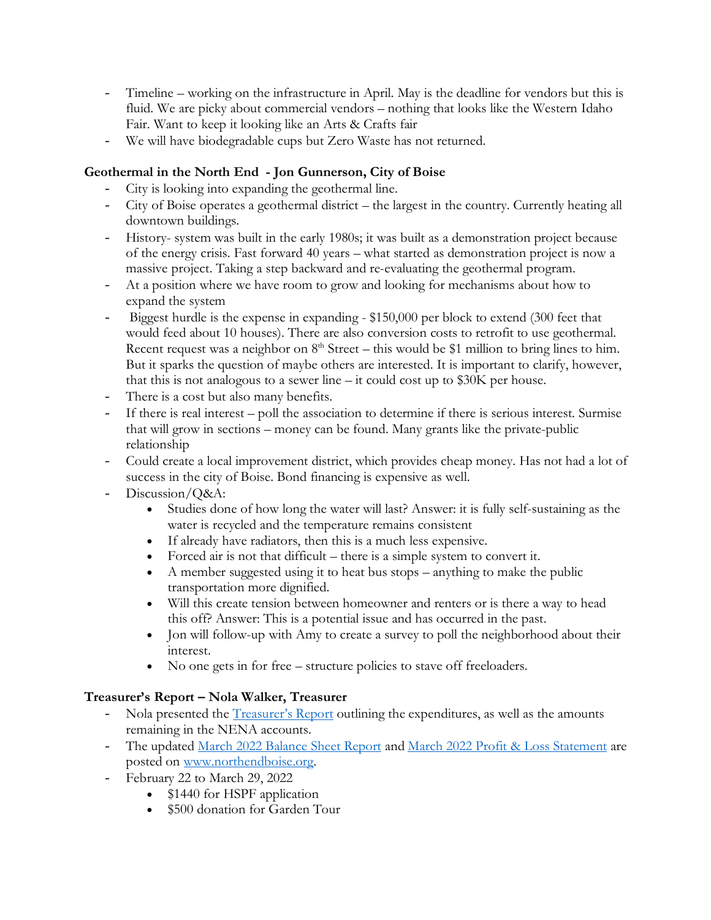- Timeline – working on the infrastructure in April. May is the deadline for vendors but this is fluid. We are picky about commercial vendors – nothing that looks like the Western Idaho Fair. Want to keep it looking like an Arts & Crafts fair
- We will have biodegradable cups but Zero Waste has not returned.

### Geothermal in the North End - Jon Gunnerson, City of Boise

- City is looking into expanding the geothermal line.
- City of Boise operates a geothermal district – the largest in the country. Currently heating all downtown buildings.
- History- system was built in the early 1980s; it was built as a demonstration project because of the energy crisis. Fast forward 40 years – what started as demonstration project is now a massive project. Taking a step backward and re-evaluating the geothermal program.
- At a position where we have room to grow and looking for mechanisms about how to expand the system
- Biggest hurdle is the expense in expanding - $150,000 per block to extend (300 feet that would feed about 10 houses). There are also conversion costs to retrofit to use geothermal. Recent request was a neighbor on 8th Street – this would be $1 million to bring lines to him. But it sparks the question of maybe others are interested. It is important to clarify, however, that this is not analogous to a sewer line – it could cost up to $30K per house.
- There is a cost but also many benefits.
- If there is real interest – poll the association to determine if there is serious interest. Surmise that will grow in sections – money can be found. Many grants like the private-public relationship
- Could create a local improvement district, which provides cheap money. Has not had a lot of success in the city of Boise. Bond financing is expensive as well.
- Discussion/Q&A:
  - Studies done of how long the water will last? Answer: it is fully self-sustaining as the water is recycled and the temperature remains consistent
  - If already have radiators, then this is a much less expensive.
  - Forced air is not that difficult – there is a simple system to convert it.
  - A member suggested using it to heat bus stops – anything to make the public transportation more dignified.
  - Will this create tension between homeowner and renters or is there a way to head this off? Answer: This is a potential issue and has occurred in the past.
  - Jon will follow-up with Amy to create a survey to poll the neighborhood about their interest.
  - No one gets in for free – structure policies to stave off freeloaders.

### Treasurer's Report – Nola Walker, Treasurer

- Nola presented the Treasurer's Report outlining the expenditures, as well as the amounts remaining in the NENA accounts.
- The updated March 2022 Balance Sheet Report and March 2022 Profit & Loss Statement are posted on www.northendboise.org.
- February 22 to March 29, 2022
  - $1440 for HSPF application
  - $500 donation for Garden Tour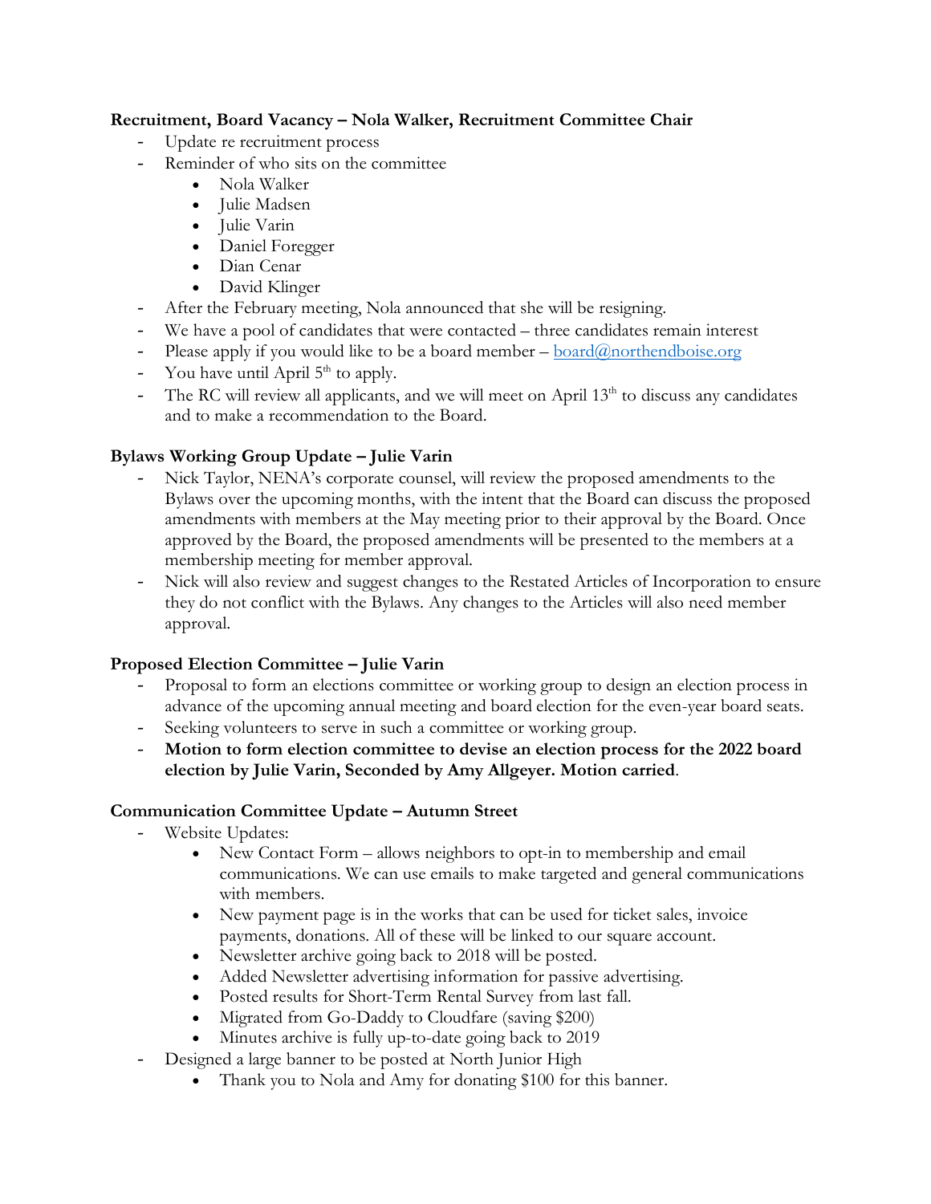**Recruitment, Board Vacancy – Nola Walker, Recruitment Committee Chair**

- Update re recruitment process
- Reminder of who sits on the committee
    - Nola Walker
    - Julie Madsen
    - Julie Varin
    - Daniel Foregger
    - Dian Cenar
    - David Klinger
- After the February meeting, Nola announced that she will be resigning.
- We have a pool of candidates that were contacted – three candidates remain interest
- Please apply if you would like to be a board member – board@northendboise.org
- You have until April 5th to apply.
- The RC will review all applicants, and we will meet on April 13th to discuss any candidates and to make a recommendation to the Board.

**Bylaws Working Group Update – Julie Varin**

- Nick Taylor, NENA's corporate counsel, will review the proposed amendments to the Bylaws over the upcoming months, with the intent that the Board can discuss the proposed amendments with members at the May meeting prior to their approval by the Board. Once approved by the Board, the proposed amendments will be presented to the members at a membership meeting for member approval.
- Nick will also review and suggest changes to the Restated Articles of Incorporation to ensure they do not conflict with the Bylaws. Any changes to the Articles will also need member approval.

**Proposed Election Committee – Julie Varin**

- Proposal to form an elections committee or working group to design an election process in advance of the upcoming annual meeting and board election for the even-year board seats.
- Seeking volunteers to serve in such a committee or working group.
- **Motion to form election committee to devise an election process for the 2022 board election by Julie Varin, Seconded by Amy Allgeyer. Motion carried**.

**Communication Committee Update – Autumn Street**

- Website Updates:
    - New Contact Form – allows neighbors to opt-in to membership and email communications. We can use emails to make targeted and general communications with members.
    - New payment page is in the works that can be used for ticket sales, invoice payments, donations. All of these will be linked to our square account.
    - Newsletter archive going back to 2018 will be posted.
    - Added Newsletter advertising information for passive advertising.
    - Posted results for Short-Term Rental Survey from last fall.
    - Migrated from Go-Daddy to Cloudfare (saving $200)
    - Minutes archive is fully up-to-date going back to 2019
- Designed a large banner to be posted at North Junior High
    - Thank you to Nola and Amy for donating $100 for this banner.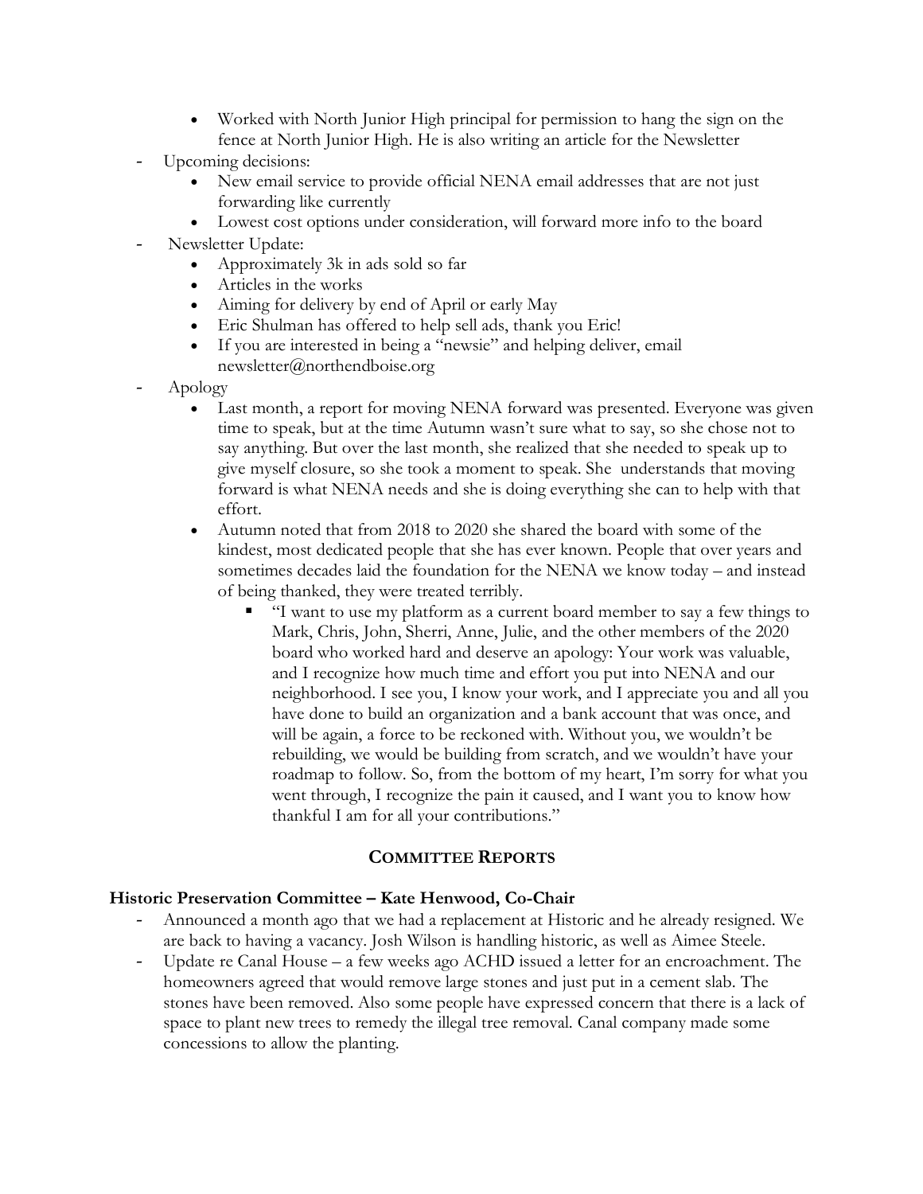- Worked with North Junior High principal for permission to hang the sign on the fence at North Junior High. He is also writing an article for the Newsletter

- Upcoming decisions:
  - New email service to provide official NENA email addresses that are not just forwarding like currently
  - Lowest cost options under consideration, will forward more info to the board
- Newsletter Update:
  - Approximately 3k in ads sold so far
  - Articles in the works
  - Aiming for delivery by end of April or early May
  - Eric Shulman has offered to help sell ads, thank you Eric!
  - If you are interested in being a "newsie" and helping deliver, email newsletter@northendboise.org
- Apology
  - Last month, a report for moving NENA forward was presented. Everyone was given time to speak, but at the time Autumn wasn't sure what to say, so she chose not to say anything. But over the last month, she realized that she needed to speak up to give myself closure, so she took a moment to speak. She understands that moving forward is what NENA needs and she is doing everything she can to help with that effort.
  - Autumn noted that from 2018 to 2020 she shared the board with some of the kindest, most dedicated people that she has ever known. People that over years and sometimes decades laid the foundation for the NENA we know today – and instead of being thanked, they were treated terribly.
    - "I want to use my platform as a current board member to say a few things to Mark, Chris, John, Sherri, Anne, Julie, and the other members of the 2020 board who worked hard and deserve an apology: Your work was valuable, and I recognize how much time and effort you put into NENA and our neighborhood. I see you, I know your work, and I appreciate you and all you have done to build an organization and a bank account that was once, and will be again, a force to be reckoned with. Without you, we wouldn't be rebuilding, we would be building from scratch, and we wouldn't have your roadmap to follow. So, from the bottom of my heart, I'm sorry for what you went through, I recognize the pain it caused, and I want you to know how thankful I am for all your contributions."

## COMMITTEE REPORTS

### Historic Preservation Committee – Kate Henwood, Co-Chair

- Announced a month ago that we had a replacement at Historic and he already resigned. We are back to having a vacancy. Josh Wilson is handling historic, as well as Aimee Steele.
- Update re Canal House – a few weeks ago ACHD issued a letter for an encroachment. The homeowners agreed that would remove large stones and just put in a cement slab. The stones have been removed. Also some people have expressed concern that there is a lack of space to plant new trees to remedy the illegal tree removal. Canal company made some concessions to allow the planting.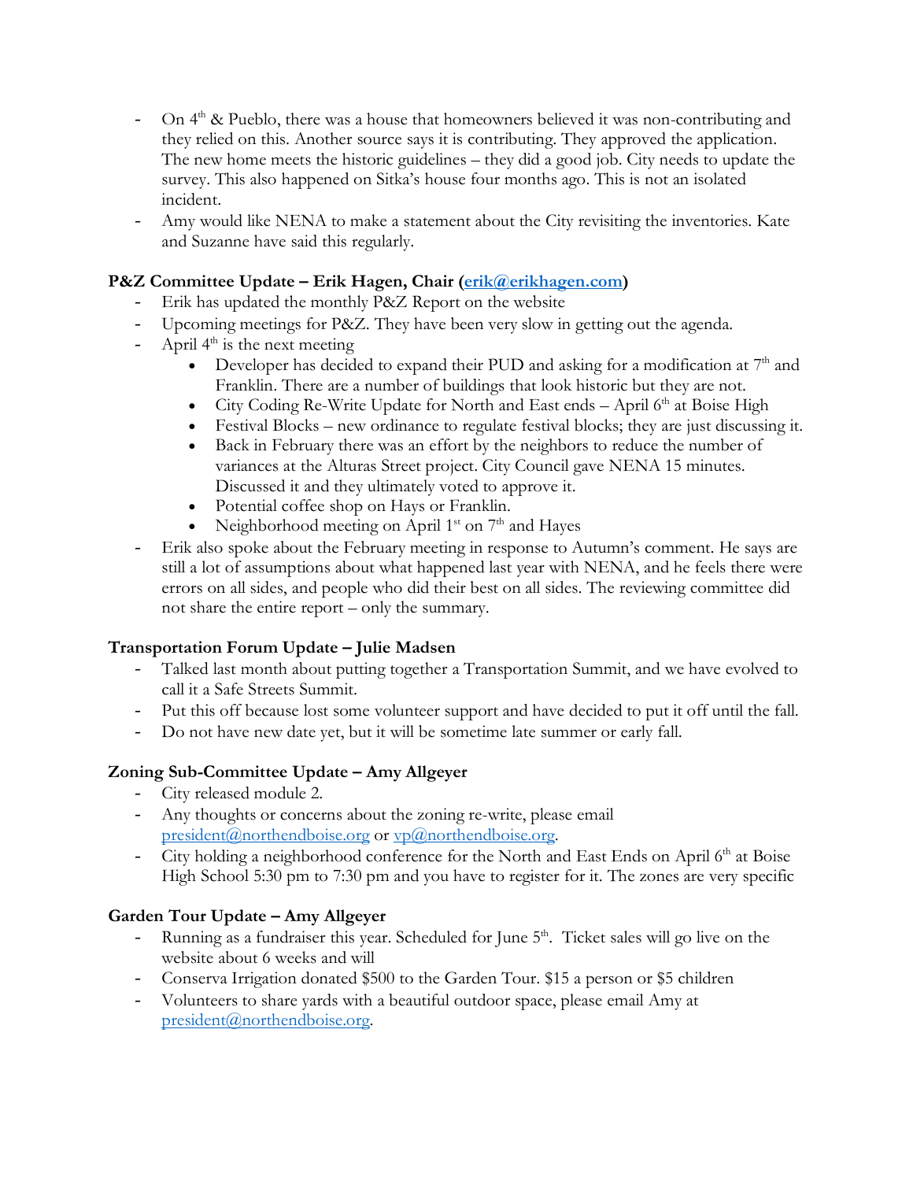- On 4th & Pueblo, there was a house that homeowners believed it was non-contributing and they relied on this. Another source says it is contributing. They approved the application. The new home meets the historic guidelines – they did a good job. City needs to update the survey. This also happened on Sitka's house four months ago. This is not an isolated incident.
- Amy would like NENA to make a statement about the City revisiting the inventories. Kate and Suzanne have said this regularly.

**P&Z Committee Update – Erik Hagen, Chair (erik@erikhagen.com)**

- Erik has updated the monthly P&Z Report on the website
- Upcoming meetings for P&Z. They have been very slow in getting out the agenda.
- April 4th is the next meeting
  - Developer has decided to expand their PUD and asking for a modification at 7th and Franklin. There are a number of buildings that look historic but they are not.
  - City Coding Re-Write Update for North and East ends – April 6th at Boise High
  - Festival Blocks – new ordinance to regulate festival blocks; they are just discussing it.
  - Back in February there was an effort by the neighbors to reduce the number of variances at the Alturas Street project. City Council gave NENA 15 minutes. Discussed it and they ultimately voted to approve it.
  - Potential coffee shop on Hays or Franklin.
  - Neighborhood meeting on April 1st on 7th and Hayes
- Erik also spoke about the February meeting in response to Autumn's comment. He says are still a lot of assumptions about what happened last year with NENA, and he feels there were errors on all sides, and people who did their best on all sides. The reviewing committee did not share the entire report – only the summary.

**Transportation Forum Update – Julie Madsen**

- Talked last month about putting together a Transportation Summit, and we have evolved to call it a Safe Streets Summit.
- Put this off because lost some volunteer support and have decided to put it off until the fall.
- Do not have new date yet, but it will be sometime late summer or early fall.

**Zoning Sub-Committee Update – Amy Allgeyer**

- City released module 2.
- Any thoughts or concerns about the zoning re-write, please email president@northendboise.org or vp@northendboise.org.
- City holding a neighborhood conference for the North and East Ends on April 6th at Boise High School 5:30 pm to 7:30 pm and you have to register for it. The zones are very specific

**Garden Tour Update – Amy Allgeyer**

- Running as a fundraiser this year. Scheduled for June 5th. Ticket sales will go live on the website about 6 weeks and will
- Conserva Irrigation donated $500 to the Garden Tour. $15 a person or $5 children
- Volunteers to share yards with a beautiful outdoor space, please email Amy at president@northendboise.org.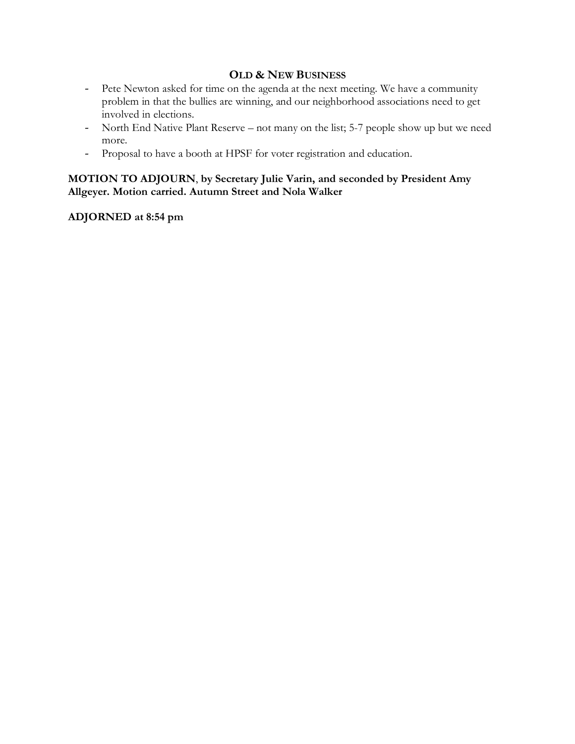## OLD & NEW BUSINESS

- Pete Newton asked for time on the agenda at the next meeting. We have a community problem in that the bullies are winning, and our neighborhood associations need to get involved in elections.
- North End Native Plant Reserve – not many on the list; 5-7 people show up but we need more.
- Proposal to have a booth at HPSF for voter registration and education.

**MOTION TO ADJOURN, by Secretary Julie Varin, and seconded by President Amy Allgeyer. Motion carried. Autumn Street and Nola Walker**

**ADJORNED at 8:54 pm**